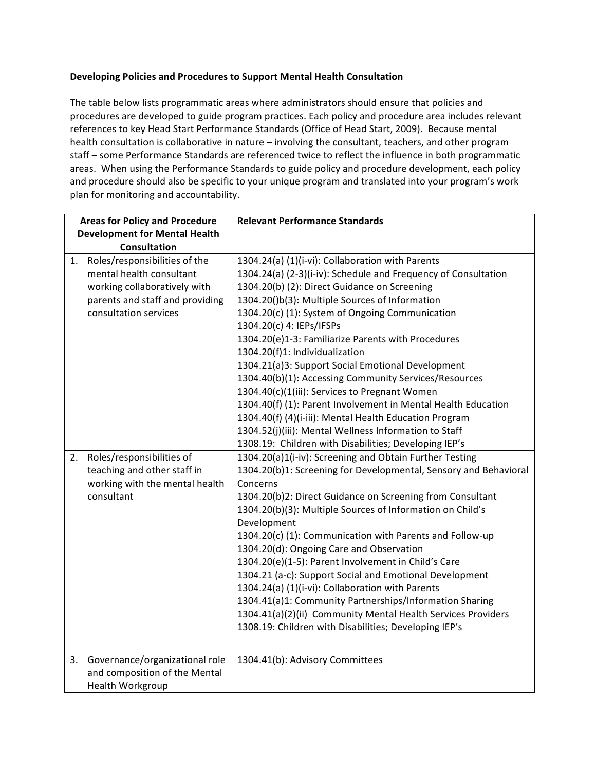**Developing Policies and Procedures to Support Mental Health Consultation**

The table below lists programmatic areas where administrators should ensure that policies and procedures are developed to guide program practices. Each policy and procedure area includes relevant references to key Head Start Performance Standards (Office of Head Start, 2009). Because mental health consultation is collaborative in nature – involving the consultant, teachers, and other program staff – some Performance Standards are referenced twice to reflect the influence in both programmatic areas. When using the Performance Standards to guide policy and procedure development, each policy and procedure should also be specific to your unique program and translated into your program's work plan for monitoring and accountability.

| Areas for Policy and Procedure Development for Mental Health Consultation | Relevant Performance Standards |
|---|---|
| 1. Roles/responsibilities of the mental health consultant working collaboratively with parents and staff and providing consultation services | 1304.24(a) (1)(i-vi): Collaboration with Parents<br>1304.24(a) (2-3)(i-iv): Schedule and Frequency of Consultation<br>1304.20(b) (2): Direct Guidance on Screening<br>1304.20()b(3): Multiple Sources of Information<br>1304.20(c) (1): System of Ongoing Communication<br>1304.20(c) 4: IEPs/IFSPs<br>1304.20(e)1-3: Familiarize Parents with Procedures<br>1304.20(f)1: Individualization<br>1304.21(a)3: Support Social Emotional Development<br>1304.40(b)(1): Accessing Community Services/Resources<br>1304.40(c)(1(iii): Services to Pregnant Women<br>1304.40(f) (1): Parent Involvement in Mental Health Education<br>1304.40(f) (4)(i-iii): Mental Health Education Program<br>1304.52(j)(iii): Mental Wellness Information to Staff<br>1308.19: Children with Disabilities; Developing IEP's |
| 2. Roles/responsibilities of teaching and other staff in working with the mental health consultant | 1304.20(a)1(i-iv): Screening and Obtain Further Testing<br>1304.20(b)1: Screening for Developmental, Sensory and Behavioral Concerns<br>1304.20(b)2: Direct Guidance on Screening from Consultant<br>1304.20(b)(3): Multiple Sources of Information on Child's Development<br>1304.20(c) (1): Communication with Parents and Follow-up<br>1304.20(d): Ongoing Care and Observation<br>1304.20(e)(1-5): Parent Involvement in Child's Care<br>1304.21 (a-c): Support Social and Emotional Development<br>1304.24(a) (1)(i-vi): Collaboration with Parents<br>1304.41(a)1: Community Partnerships/Information Sharing<br>1304.41(a)(2)(ii) Community Mental Health Services Providers<br>1308.19: Children with Disabilities; Developing IEP's |
| 3. Governance/organizational role and composition of the Mental Health Workgroup | 1304.41(b): Advisory Committees |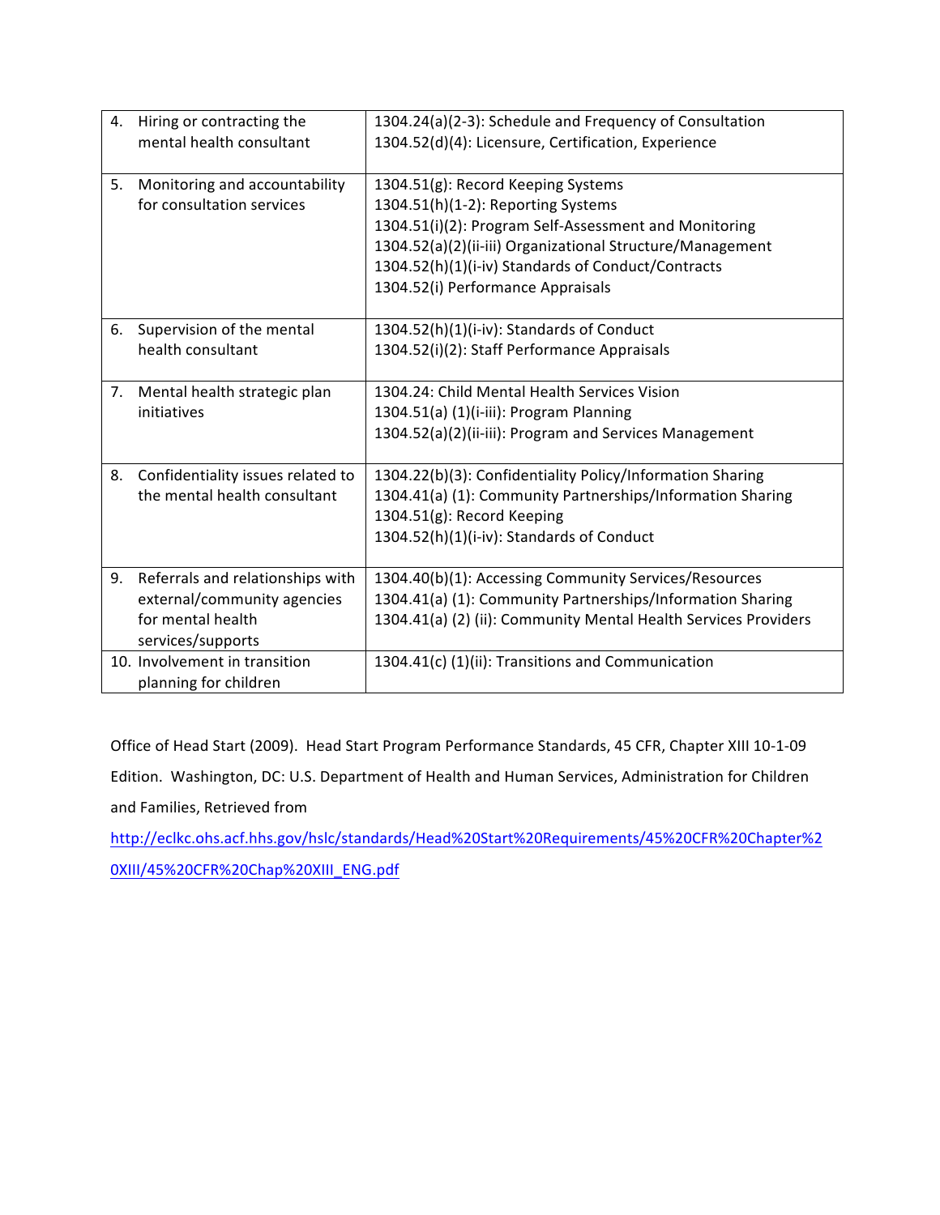| | |
|---|---|
| 4. Hiring or contracting the mental health consultant | 1304.24(a)(2-3): Schedule and Frequency of Consultation<br>1304.52(d)(4): Licensure, Certification, Experience |
| 5. Monitoring and accountability for consultation services | 1304.51(g): Record Keeping Systems<br>1304.51(h)(1-2): Reporting Systems<br>1304.51(i)(2): Program Self-Assessment and Monitoring<br>1304.52(a)(2)(ii-iii) Organizational Structure/Management<br>1304.52(h)(1)(i-iv) Standards of Conduct/Contracts<br>1304.52(i) Performance Appraisals |
| 6. Supervision of the mental health consultant | 1304.52(h)(1)(i-iv): Standards of Conduct<br>1304.52(i)(2): Staff Performance Appraisals |
| 7. Mental health strategic plan initiatives | 1304.24: Child Mental Health Services Vision<br>1304.51(a) (1)(i-iii): Program Planning<br>1304.52(a)(2)(ii-iii): Program and Services Management |
| 8. Confidentiality issues related to the mental health consultant | 1304.22(b)(3): Confidentiality Policy/Information Sharing<br>1304.41(a) (1): Community Partnerships/Information Sharing<br>1304.51(g): Record Keeping<br>1304.52(h)(1)(i-iv): Standards of Conduct |
| 9. Referrals and relationships with external/community agencies for mental health services/supports | 1304.40(b)(1): Accessing Community Services/Resources<br>1304.41(a) (1): Community Partnerships/Information Sharing<br>1304.41(a) (2) (ii): Community Mental Health Services Providers |
| 10. Involvement in transition planning for children | 1304.41(c) (1)(ii): Transitions and Communication |

Office of Head Start (2009). Head Start Program Performance Standards, 45 CFR, Chapter XIII 10-1-09 Edition. Washington, DC: U.S. Department of Health and Human Services, Administration for Children and Families, Retrieved from http://eclkc.ohs.acf.hhs.gov/hslc/standards/Head%20Start%20Requirements/45%20CFR%20Chapter%20XIII/45%20CFR%20Chap%20XIII_ENG.pdf